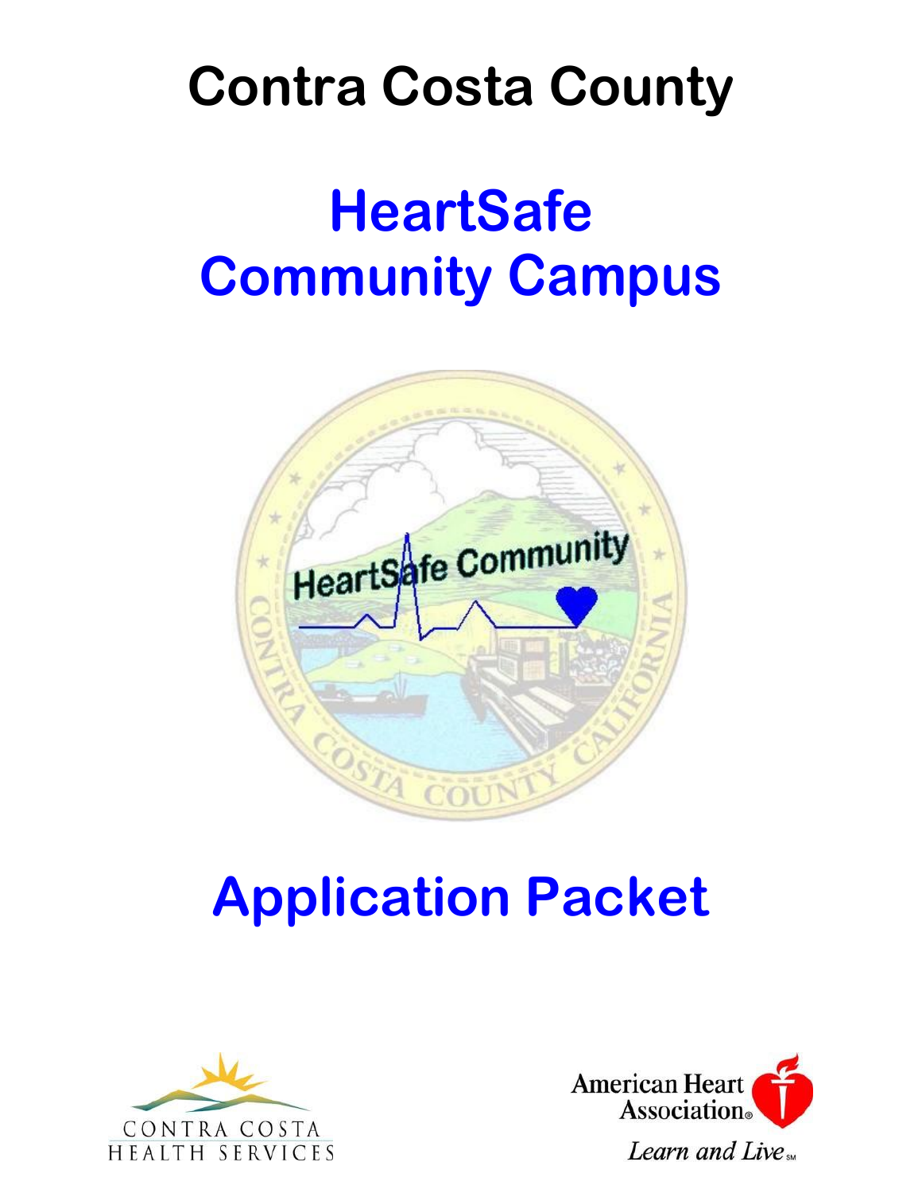# Contra Costa County

# HeartSafe Community Campus

# Application Packet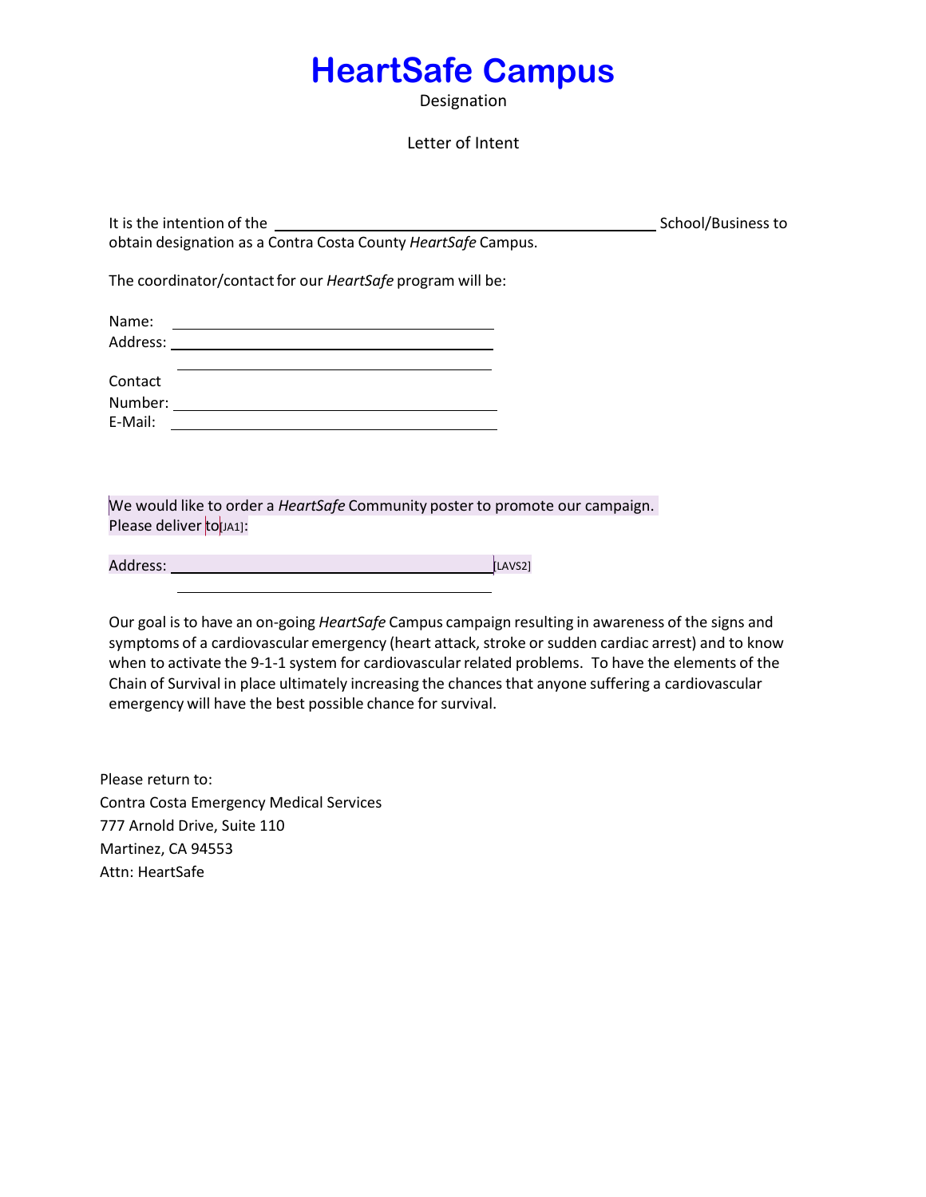# HeartSafe Campus

Designation

Letter of Intent

It is the intention of the ______________________________________ School/Business to obtain designation as a Contra Costa County *HeartSafe* Campus.

The coordinator/contact for our *HeartSafe* program will be:

Name: ______________________________________

Address: ______________________________________

______________________________________

Contact Number: ______________________________________

E-Mail: ______________________________________

We would like to order a *HeartSafe* Community poster to promote our campaign. Please deliver to[JA1]:

Address: ______________________________________[LAVS2]

______________________________________

Our goal is to have an on-going *HeartSafe* Campus campaign resulting in awareness of the signs and symptoms of a cardiovascular emergency (heart attack, stroke or sudden cardiac arrest) and to know when to activate the 9-1-1 system for cardiovascular related problems. To have the elements of the Chain of Survival in place ultimately increasing the chances that anyone suffering a cardiovascular emergency will have the best possible chance for survival.

Please return to:
Contra Costa Emergency Medical Services
777 Arnold Drive, Suite 110
Martinez, CA 94553
Attn: HeartSafe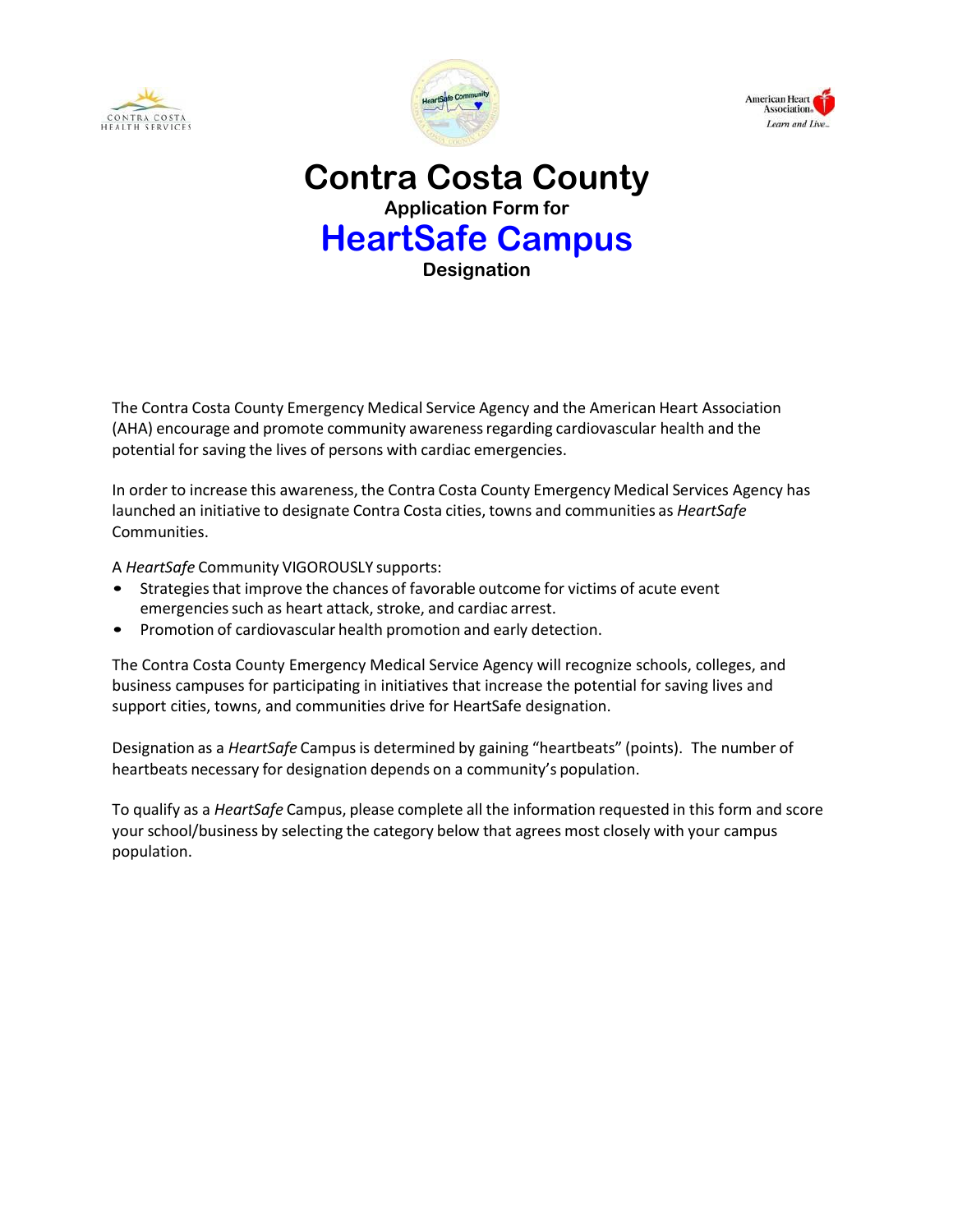# Contra Costa County

**Application Form for**

## HeartSafe Campus

**Designation**

The Contra Costa County Emergency Medical Service Agency and the American Heart Association (AHA) encourage and promote community awareness regarding cardiovascular health and the potential for saving the lives of persons with cardiac emergencies.

In order to increase this awareness, the Contra Costa County Emergency Medical Services Agency has launched an initiative to designate Contra Costa cities, towns and communities as *HeartSafe* Communities.

A *HeartSafe* Community VIGOROUSLY supports:

- Strategies that improve the chances of favorable outcome for victims of acute event emergencies such as heart attack, stroke, and cardiac arrest.
- Promotion of cardiovascular health promotion and early detection.

The Contra Costa County Emergency Medical Service Agency will recognize schools, colleges, and business campuses for participating in initiatives that increase the potential for saving lives and support cities, towns, and communities drive for HeartSafe designation.

Designation as a *HeartSafe* Campus is determined by gaining "heartbeats" (points). The number of heartbeats necessary for designation depends on a community's population.

To qualify as a *HeartSafe* Campus, please complete all the information requested in this form and score your school/business by selecting the category below that agrees most closely with your campus population.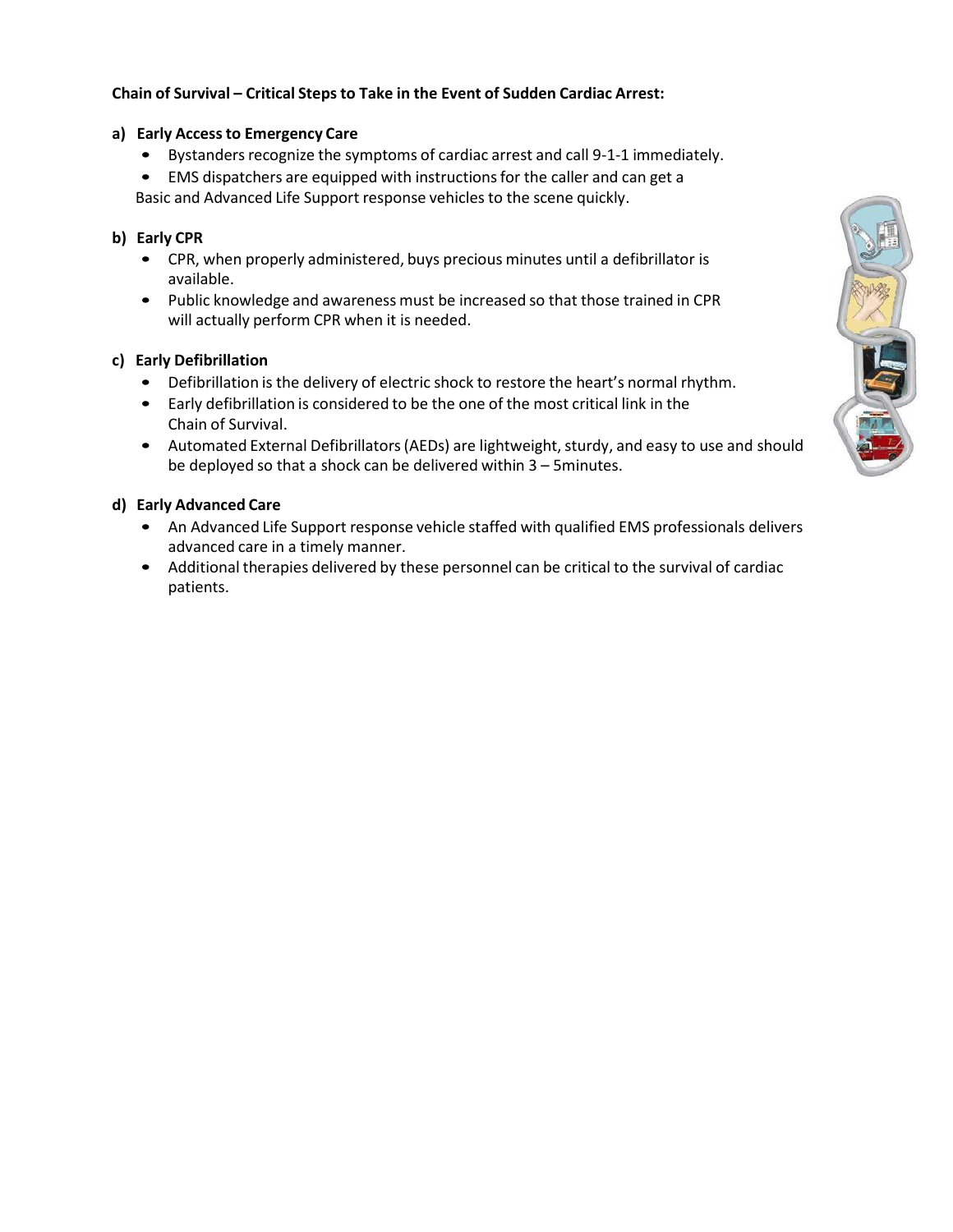**Chain of Survival – Critical Steps to Take in the Event of Sudden Cardiac Arrest:**

**a) Early Access to Emergency Care**

- Bystanders recognize the symptoms of cardiac arrest and call 9-1-1 immediately.
- EMS dispatchers are equipped with instructions for the caller and can get a Basic and Advanced Life Support response vehicles to the scene quickly.

**b) Early CPR**

- CPR, when properly administered, buys precious minutes until a defibrillator is available.
- Public knowledge and awareness must be increased so that those trained in CPR will actually perform CPR when it is needed.

**c) Early Defibrillation**

- Defibrillation is the delivery of electric shock to restore the heart's normal rhythm.
- Early defibrillation is considered to be the one of the most critical link in the Chain of Survival.
- Automated External Defibrillators (AEDs) are lightweight, sturdy, and easy to use and should be deployed so that a shock can be delivered within 3 – 5minutes.

**d) Early Advanced Care**

- An Advanced Life Support response vehicle staffed with qualified EMS professionals delivers advanced care in a timely manner.
- Additional therapies delivered by these personnel can be critical to the survival of cardiac patients.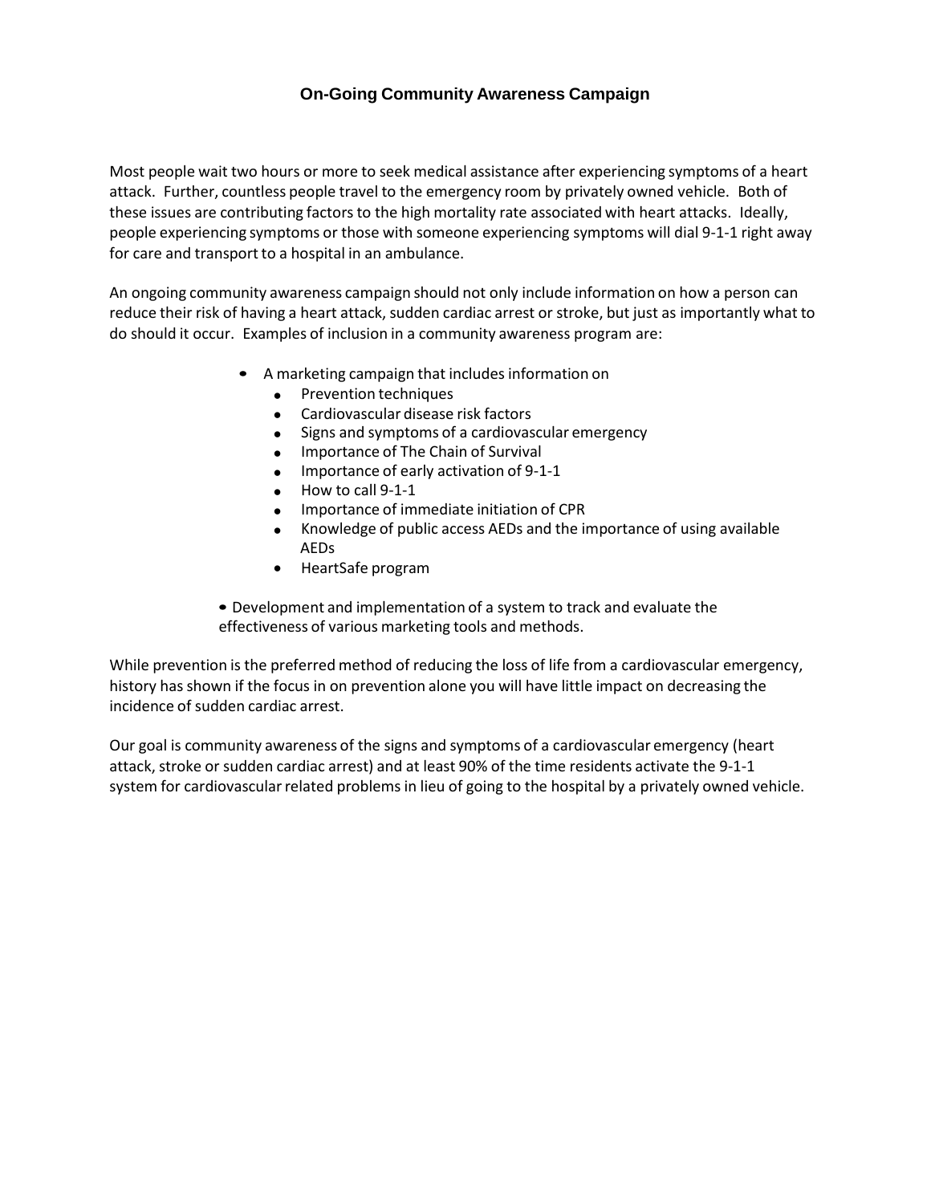## On-Going Community Awareness Campaign

Most people wait two hours or more to seek medical assistance after experiencing symptoms of a heart attack. Further, countless people travel to the emergency room by privately owned vehicle. Both of these issues are contributing factors to the high mortality rate associated with heart attacks. Ideally, people experiencing symptoms or those with someone experiencing symptoms will dial 9-1-1 right away for care and transport to a hospital in an ambulance.

An ongoing community awareness campaign should not only include information on how a person can reduce their risk of having a heart attack, sudden cardiac arrest or stroke, but just as importantly what to do should it occur. Examples of inclusion in a community awareness program are:

- A marketing campaign that includes information on
  - Prevention techniques
  - Cardiovascular disease risk factors
  - Signs and symptoms of a cardiovascular emergency
  - Importance of The Chain of Survival
  - Importance of early activation of 9-1-1
  - How to call 9-1-1
  - Importance of immediate initiation of CPR
  - Knowledge of public access AEDs and the importance of using available AEDs
  - HeartSafe program

- Development and implementation of a system to track and evaluate the effectiveness of various marketing tools and methods.

While prevention is the preferred method of reducing the loss of life from a cardiovascular emergency, history has shown if the focus in on prevention alone you will have little impact on decreasing the incidence of sudden cardiac arrest.

Our goal is community awareness of the signs and symptoms of a cardiovascular emergency (heart attack, stroke or sudden cardiac arrest) and at least 90% of the time residents activate the 9-1-1 system for cardiovascular related problems in lieu of going to the hospital by a privately owned vehicle.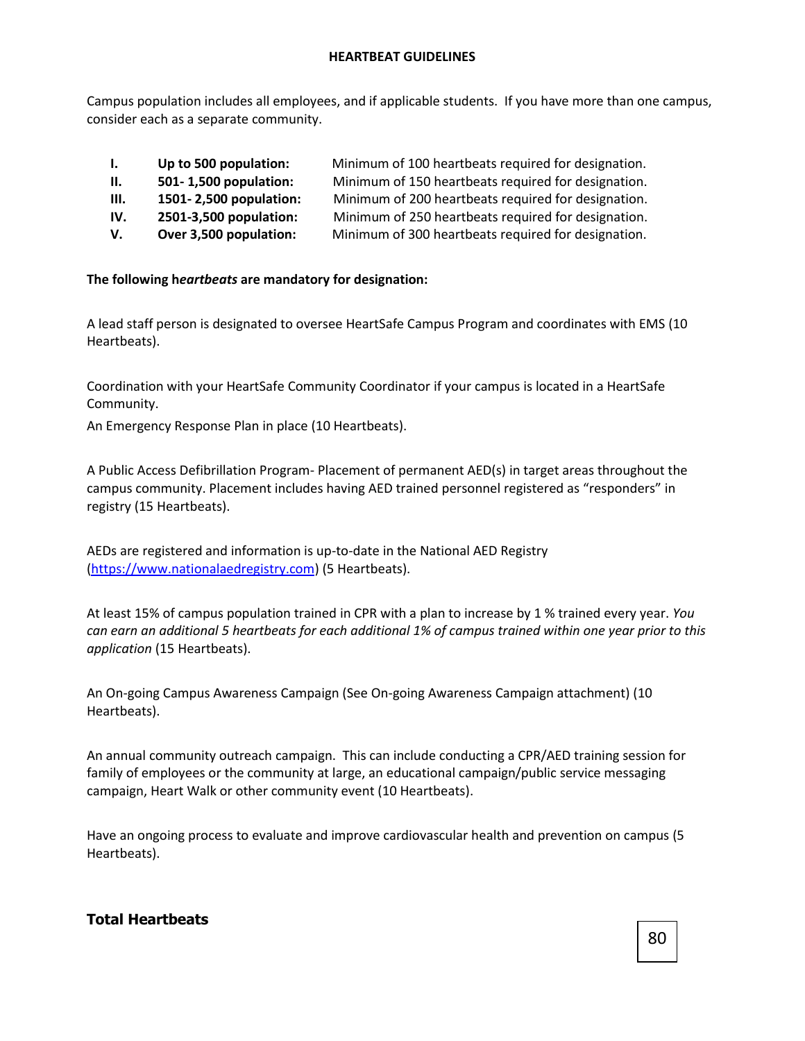# HEARTBEAT GUIDELINES

Campus population includes all employees, and if applicable students. If you have more than one campus, consider each as a separate community.

| | | |
|---|---|---|
| **I.** | **Up to 500 population:** | Minimum of 100 heartbeats required for designation. |
| **II.** | **501- 1,500 population:** | Minimum of 150 heartbeats required for designation. |
| **III.** | **1501- 2,500 population:** | Minimum of 200 heartbeats required for designation. |
| **IV.** | **2501-3,500 population:** | Minimum of 250 heartbeats required for designation. |
| **V.** | **Over 3,500 population:** | Minimum of 300 heartbeats required for designation. |

**The following h*eartbeats* are mandatory for designation:**

A lead staff person is designated to oversee HeartSafe Campus Program and coordinates with EMS (10 Heartbeats).

Coordination with your HeartSafe Community Coordinator if your campus is located in a HeartSafe Community.

An Emergency Response Plan in place (10 Heartbeats).

A Public Access Defibrillation Program- Placement of permanent AED(s) in target areas throughout the campus community. Placement includes having AED trained personnel registered as "responders" in registry (15 Heartbeats).

AEDs are registered and information is up-to-date in the National AED Registry (https://www.nationalaedregistry.com) (5 Heartbeats).

At least 15% of campus population trained in CPR with a plan to increase by 1 % trained every year. *You can earn an additional 5 heartbeats for each additional 1% of campus trained within one year prior to this application* (15 Heartbeats).

An On-going Campus Awareness Campaign (See On-going Awareness Campaign attachment) (10 Heartbeats).

An annual community outreach campaign. This can include conducting a CPR/AED training session for family of employees or the community at large, an educational campaign/public service messaging campaign, Heart Walk or other community event (10 Heartbeats).

Have an ongoing process to evaluate and improve cardiovascular health and prevention on campus (5 Heartbeats).

**Total Heartbeats**

80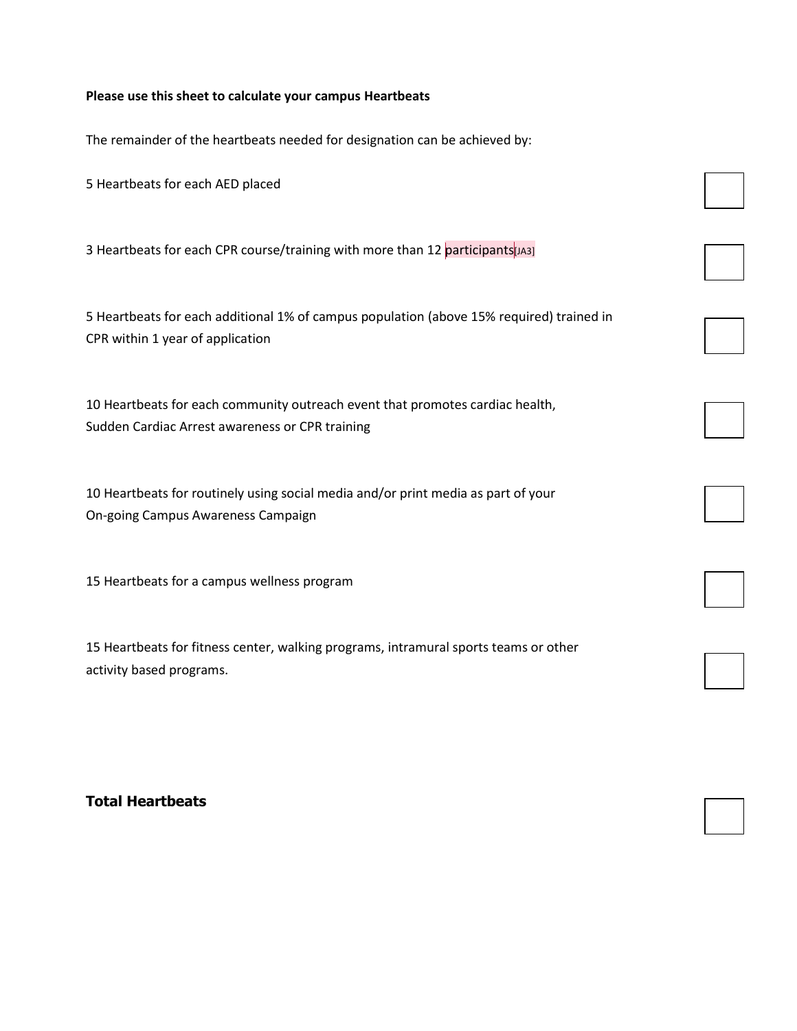**Please use this sheet to calculate your campus Heartbeats**

The remainder of the heartbeats needed for designation can be achieved by:

| Item | Heartbeats |
|---|---|
| 5 Heartbeats for each AED placed | |
| 3 Heartbeats for each CPR course/training with more than 12 participants[JA3] | |
| 5 Heartbeats for each additional 1% of campus population (above 15% required) trained in CPR within 1 year of application | |
| 10 Heartbeats for each community outreach event that promotes cardiac health, Sudden Cardiac Arrest awareness or CPR training | |
| 10 Heartbeats for routinely using social media and/or print media as part of your On-going Campus Awareness Campaign | |
| 15 Heartbeats for a campus wellness program | |
| 15 Heartbeats for fitness center, walking programs, intramural sports teams or other activity based programs. | |
| **Total Heartbeats** | |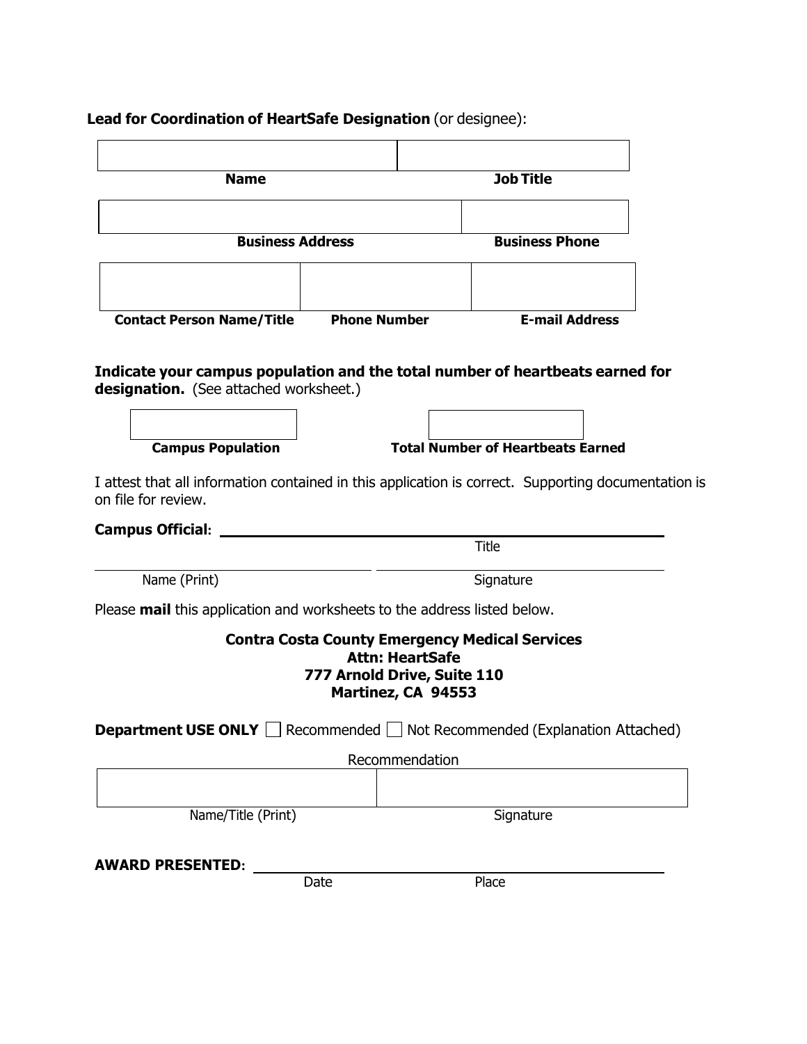**Lead for Coordination of HeartSafe Designation** (or designee):

| | |
|---|---|
| | |
| **Name** | **Job Title** |

| | |
|---|---|
| | |
| **Business Address** | **Business Phone** |

| | | |
|---|---|---|
| | | |
| **Contact Person Name/Title** | **Phone Number** | **E-mail Address** |

**Indicate your campus population and the total number of heartbeats earned for designation.** (See attached worksheet.)

| | |
|---|---|
| | |
| **Campus Population** | **Total Number of Heartbeats Earned** |

I attest that all information contained in this application is correct. Supporting documentation is on file for review.

**Campus Official:** ______________________________
Title

______________________ ______________________
Name (Print) Signature

Please **mail** this application and worksheets to the address listed below.

**Contra Costa County Emergency Medical Services**
**Attn: HeartSafe**
**777 Arnold Drive, Suite 110**
**Martinez, CA 94553**

**Department USE ONLY** ☐ Recommended ☐ Not Recommended (Explanation Attached)

Recommendation

| | |
|---|---|
| | |
| Name/Title (Print) | Signature |

**AWARD PRESENTED:** ______________________________
Date Place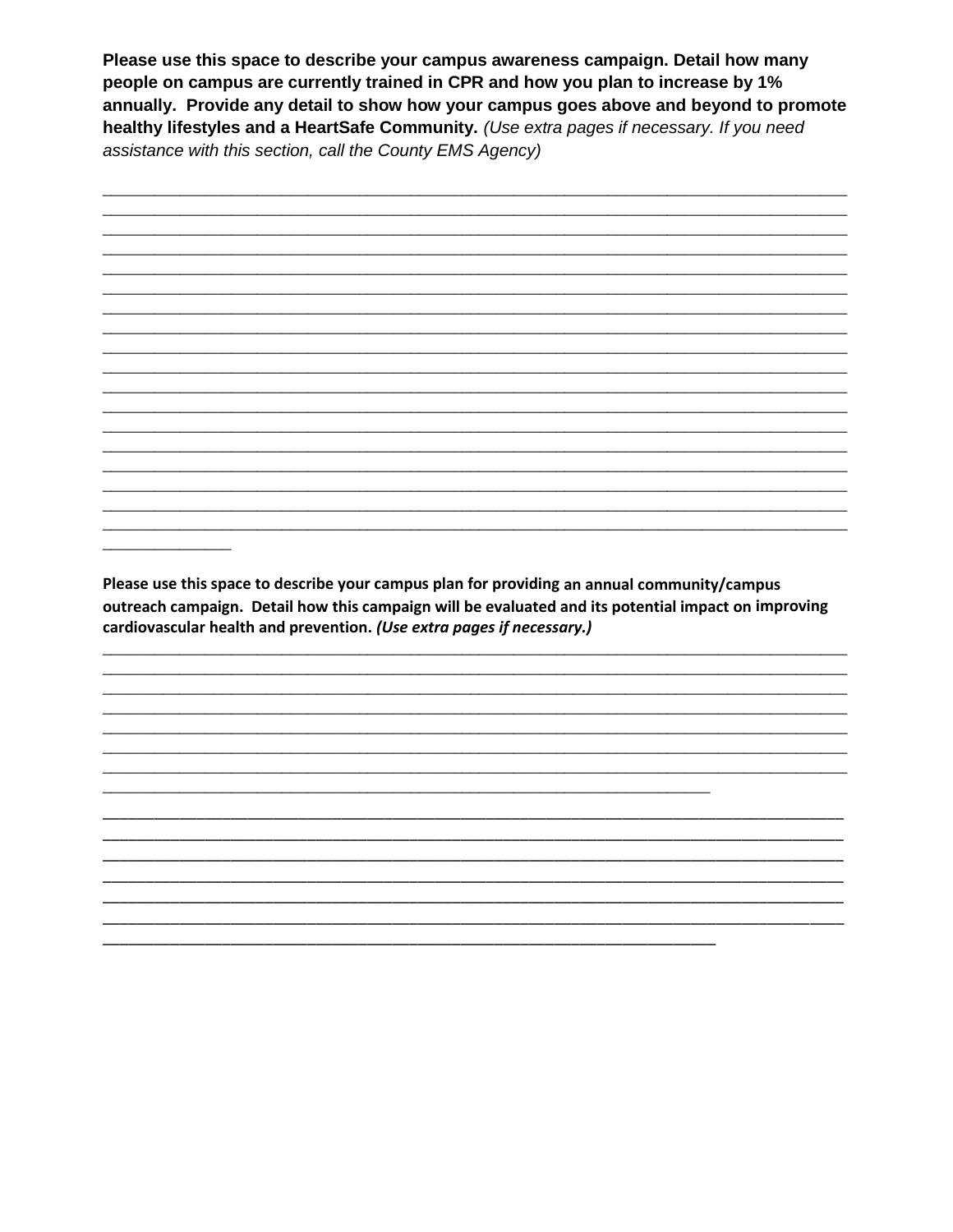**Please use this space to describe your campus awareness campaign. Detail how many people on campus are currently trained in CPR and how you plan to increase by 1% annually. Provide any detail to show how your campus goes above and beyond to promote healthy lifestyles and a HeartSafe Community.** *(Use extra pages if necessary. If you need assistance with this section, call the County EMS Agency)*

________________________________________________________________________________
________________________________________________________________________________
________________________________________________________________________________
________________________________________________________________________________
________________________________________________________________________________
________________________________________________________________________________
________________________________________________________________________________
________________________________________________________________________________
________________________________________________________________________________
________________________________________________________________________________
________________________________________________________________________________
________________________________________________________________________________
________________________________________________________________________________
________________________________________________________________________________
________________________________________________________________________________
________________________________________________________________________________
________________________________________________________________________________
________________________________________________________________________________
______________

**Please use this space to describe your campus plan for providing an annual community/campus outreach campaign. Detail how this campaign will be evaluated and its potential impact on improving cardiovascular health and prevention.** ***(Use extra pages if necessary.)***

________________________________________________________________________________
________________________________________________________________________________
________________________________________________________________________________
________________________________________________________________________________
________________________________________________________________________________
________________________________________________________________________________
________________________________________________________________________________
_________________________________________________________________

________________________________________________________________________________
________________________________________________________________________________
________________________________________________________________________________
________________________________________________________________________________
________________________________________________________________________________
________________________________________________________________________________
_________________________________________________________________